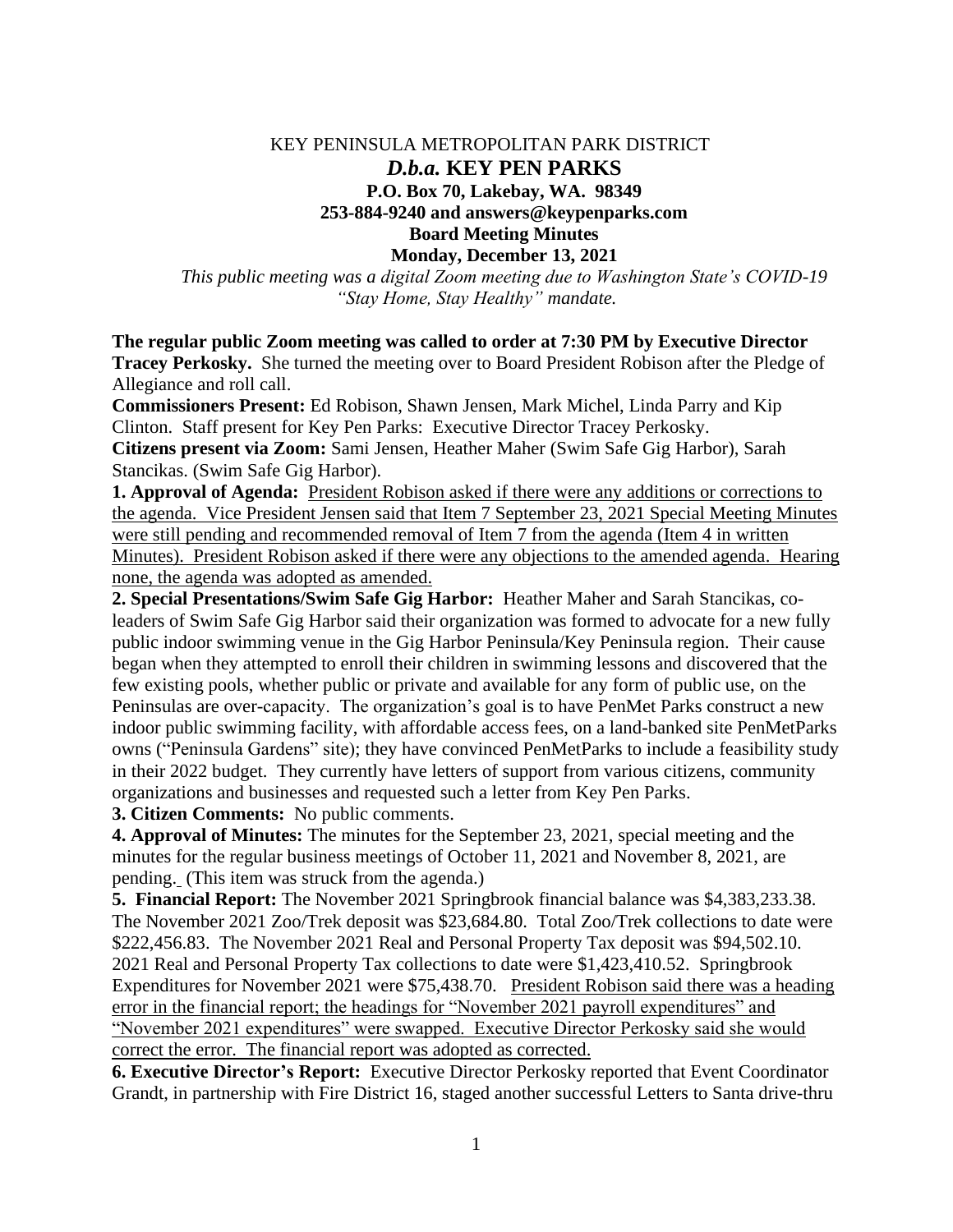KEY PENINSULA METROPOLITAN PARK DISTRICT

***D.b.a.* KEY PEN PARKS**

**P.O. Box 70, Lakebay, WA. 98349**

**253-884-9240 and answers@keypenparks.com**

**Board Meeting Minutes**

**Monday, December 13, 2021**

*This public meeting was a digital Zoom meeting due to Washington State's COVID-19 "Stay Home, Stay Healthy" mandate.*

**The regular public Zoom meeting was called to order at 7:30 PM by Executive Director Tracey Perkosky.** She turned the meeting over to Board President Robison after the Pledge of Allegiance and roll call.

**Commissioners Present:** Ed Robison, Shawn Jensen, Mark Michel, Linda Parry and Kip Clinton. Staff present for Key Pen Parks: Executive Director Tracey Perkosky.

**Citizens present via Zoom:** Sami Jensen, Heather Maher (Swim Safe Gig Harbor), Sarah Stancikas. (Swim Safe Gig Harbor).

**1. Approval of Agenda:** <u>President Robison asked if there were any additions or corrections to the agenda. Vice President Jensen said that Item 7 September 23, 2021 Special Meeting Minutes were still pending and recommended removal of Item 7 from the agenda (Item 4 in written Minutes). President Robison asked if there were any objections to the amended agenda. Hearing none, the agenda was adopted as amended.</u>

**2. Special Presentations/Swim Safe Gig Harbor:** Heather Maher and Sarah Stancikas, co-leaders of Swim Safe Gig Harbor said their organization was formed to advocate for a new fully public indoor swimming venue in the Gig Harbor Peninsula/Key Peninsula region. Their cause began when they attempted to enroll their children in swimming lessons and discovered that the few existing pools, whether public or private and available for any form of public use, on the Peninsulas are over-capacity. The organization's goal is to have PenMet Parks construct a new indoor public swimming facility, with affordable access fees, on a land-banked site PenMetParks owns ("Peninsula Gardens" site); they have convinced PenMetParks to include a feasibility study in their 2022 budget. They currently have letters of support from various citizens, community organizations and businesses and requested such a letter from Key Pen Parks.

**3. Citizen Comments:** No public comments.

**4. Approval of Minutes:** The minutes for the September 23, 2021, special meeting and the minutes for the regular business meetings of October 11, 2021 and November 8, 2021, are pending. (This item was struck from the agenda.)

**5. Financial Report:** The November 2021 Springbrook financial balance was $4,383,233.38. The November 2021 Zoo/Trek deposit was $23,684.80. Total Zoo/Trek collections to date were $222,456.83. The November 2021 Real and Personal Property Tax deposit was $94,502.10. 2021 Real and Personal Property Tax collections to date were $1,423,410.52. Springbrook Expenditures for November 2021 were $75,438.70. <u>President Robison said there was a heading error in the financial report; the headings for "November 2021 payroll expenditures" and "November 2021 expenditures" were swapped. Executive Director Perkosky said she would correct the error. The financial report was adopted as corrected.</u>

**6. Executive Director's Report:** Executive Director Perkosky reported that Event Coordinator Grandt, in partnership with Fire District 16, staged another successful Letters to Santa drive-thru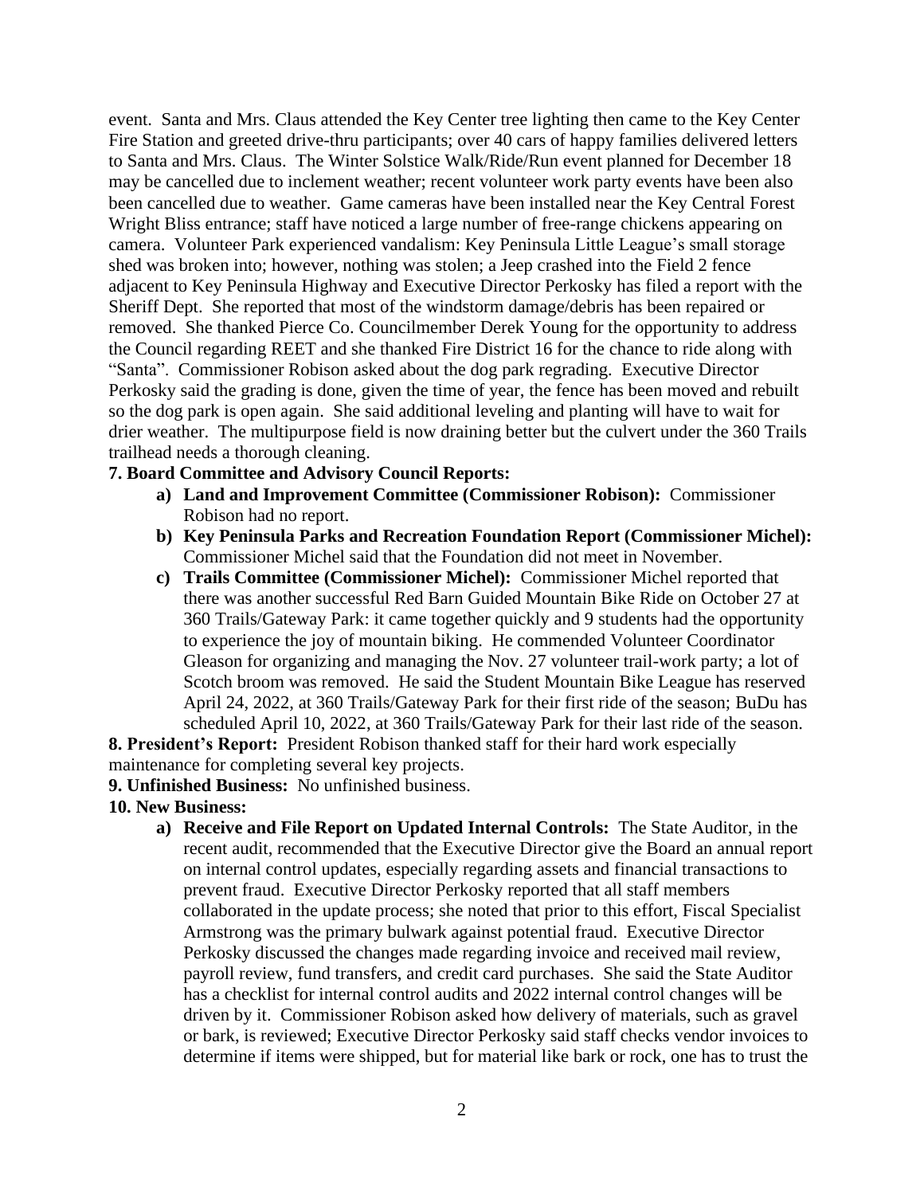event. Santa and Mrs. Claus attended the Key Center tree lighting then came to the Key Center Fire Station and greeted drive-thru participants; over 40 cars of happy families delivered letters to Santa and Mrs. Claus. The Winter Solstice Walk/Ride/Run event planned for December 18 may be cancelled due to inclement weather; recent volunteer work party events have been also been cancelled due to weather. Game cameras have been installed near the Key Central Forest Wright Bliss entrance; staff have noticed a large number of free-range chickens appearing on camera. Volunteer Park experienced vandalism: Key Peninsula Little League's small storage shed was broken into; however, nothing was stolen; a Jeep crashed into the Field 2 fence adjacent to Key Peninsula Highway and Executive Director Perkosky has filed a report with the Sheriff Dept. She reported that most of the windstorm damage/debris has been repaired or removed. She thanked Pierce Co. Councilmember Derek Young for the opportunity to address the Council regarding REET and she thanked Fire District 16 for the chance to ride along with "Santa". Commissioner Robison asked about the dog park regrading. Executive Director Perkosky said the grading is done, given the time of year, the fence has been moved and rebuilt so the dog park is open again. She said additional leveling and planting will have to wait for drier weather. The multipurpose field is now draining better but the culvert under the 360 Trails trailhead needs a thorough cleaning.

**7. Board Committee and Advisory Council Reports:**

a) **Land and Improvement Committee (Commissioner Robison):** Commissioner Robison had no report.

b) **Key Peninsula Parks and Recreation Foundation Report (Commissioner Michel):** Commissioner Michel said that the Foundation did not meet in November.

c) **Trails Committee (Commissioner Michel):** Commissioner Michel reported that there was another successful Red Barn Guided Mountain Bike Ride on October 27 at 360 Trails/Gateway Park: it came together quickly and 9 students had the opportunity to experience the joy of mountain biking. He commended Volunteer Coordinator Gleason for organizing and managing the Nov. 27 volunteer trail-work party; a lot of Scotch broom was removed. He said the Student Mountain Bike League has reserved April 24, 2022, at 360 Trails/Gateway Park for their first ride of the season; BuDu has scheduled April 10, 2022, at 360 Trails/Gateway Park for their last ride of the season.

**8. President's Report:** President Robison thanked staff for their hard work especially maintenance for completing several key projects.

**9. Unfinished Business:** No unfinished business.

**10. New Business:**

a) **Receive and File Report on Updated Internal Controls:** The State Auditor, in the recent audit, recommended that the Executive Director give the Board an annual report on internal control updates, especially regarding assets and financial transactions to prevent fraud. Executive Director Perkosky reported that all staff members collaborated in the update process; she noted that prior to this effort, Fiscal Specialist Armstrong was the primary bulwark against potential fraud. Executive Director Perkosky discussed the changes made regarding invoice and received mail review, payroll review, fund transfers, and credit card purchases. She said the State Auditor has a checklist for internal control audits and 2022 internal control changes will be driven by it. Commissioner Robison asked how delivery of materials, such as gravel or bark, is reviewed; Executive Director Perkosky said staff checks vendor invoices to determine if items were shipped, but for material like bark or rock, one has to trust the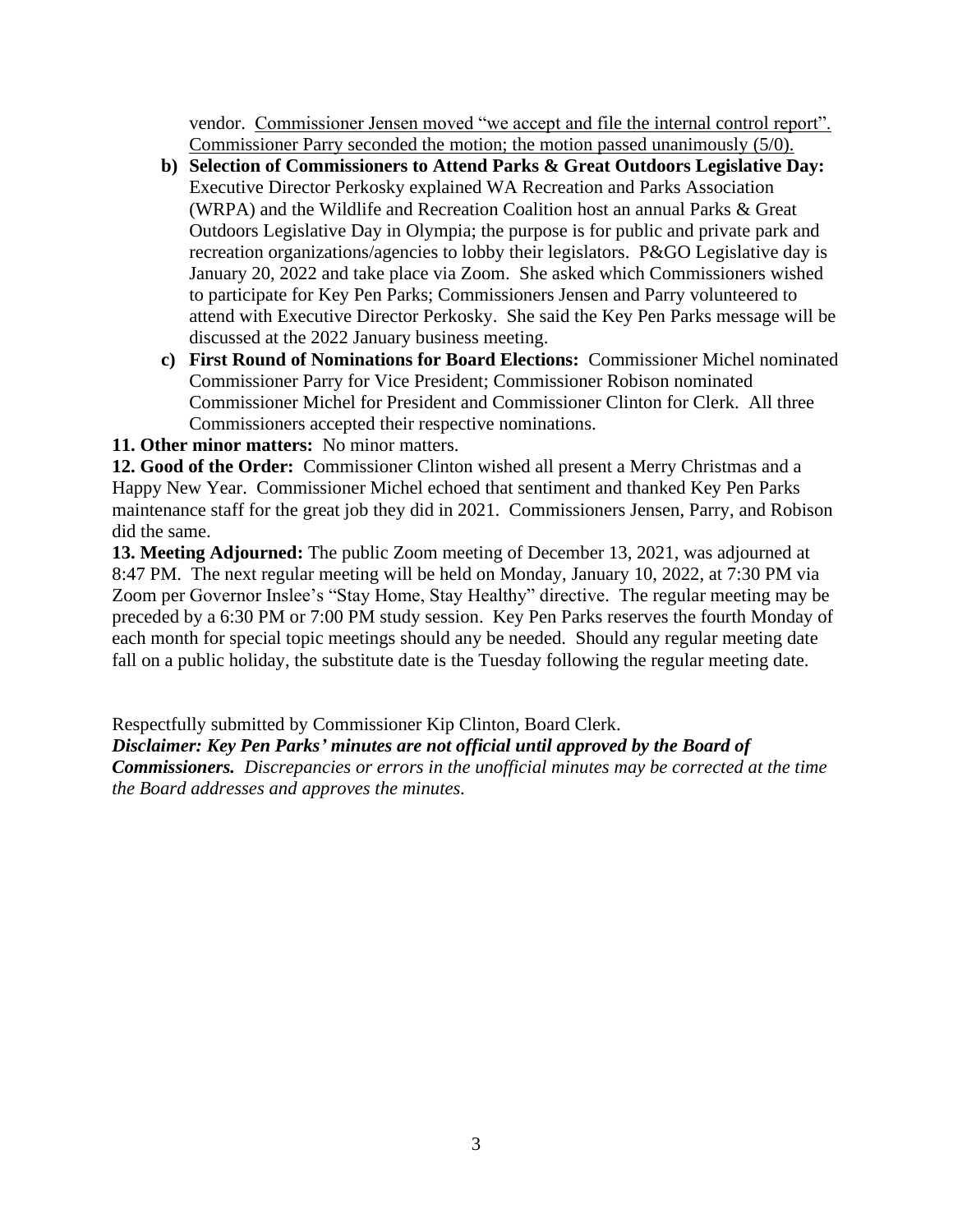vendor. <u>Commissioner Jensen moved "we accept and file the internal control report". Commissioner Parry seconded the motion; the motion passed unanimously (5/0).</u>

b) **Selection of Commissioners to Attend Parks & Great Outdoors Legislative Day:** Executive Director Perkosky explained WA Recreation and Parks Association (WRPA) and the Wildlife and Recreation Coalition host an annual Parks & Great Outdoors Legislative Day in Olympia; the purpose is for public and private park and recreation organizations/agencies to lobby their legislators. P&GO Legislative day is January 20, 2022 and take place via Zoom. She asked which Commissioners wished to participate for Key Pen Parks; Commissioners Jensen and Parry volunteered to attend with Executive Director Perkosky. She said the Key Pen Parks message will be discussed at the 2022 January business meeting.

c) **First Round of Nominations for Board Elections:** Commissioner Michel nominated Commissioner Parry for Vice President; Commissioner Robison nominated Commissioner Michel for President and Commissioner Clinton for Clerk. All three Commissioners accepted their respective nominations.

**11. Other minor matters:** No minor matters.

**12. Good of the Order:** Commissioner Clinton wished all present a Merry Christmas and a Happy New Year. Commissioner Michel echoed that sentiment and thanked Key Pen Parks maintenance staff for the great job they did in 2021. Commissioners Jensen, Parry, and Robison did the same.

**13. Meeting Adjourned:** The public Zoom meeting of December 13, 2021, was adjourned at 8:47 PM. The next regular meeting will be held on Monday, January 10, 2022, at 7:30 PM via Zoom per Governor Inslee's "Stay Home, Stay Healthy" directive. The regular meeting may be preceded by a 6:30 PM or 7:00 PM study session. Key Pen Parks reserves the fourth Monday of each month for special topic meetings should any be needed. Should any regular meeting date fall on a public holiday, the substitute date is the Tuesday following the regular meeting date.

Respectfully submitted by Commissioner Kip Clinton, Board Clerk.

***Disclaimer: Key Pen Parks' minutes are not official until approved by the Board of Commissioners.*** *Discrepancies or errors in the unofficial minutes may be corrected at the time the Board addresses and approves the minutes.*